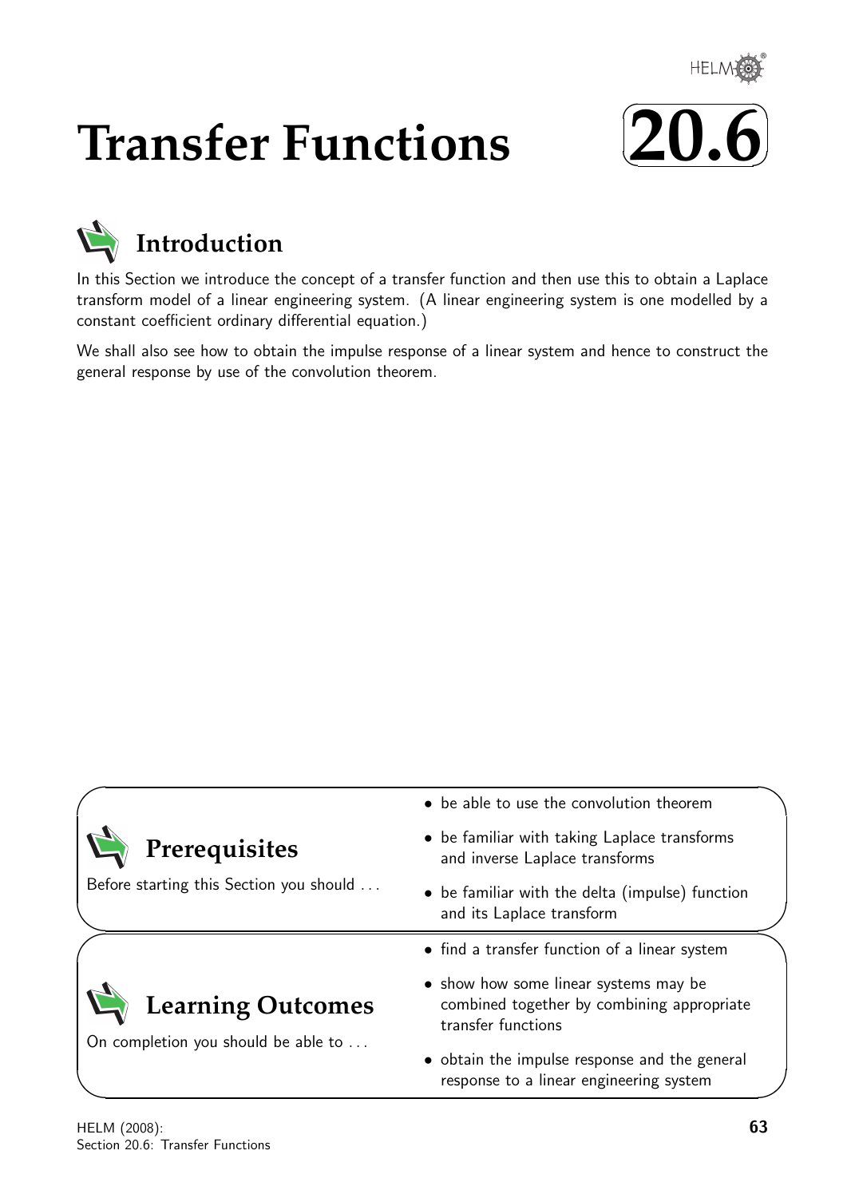# Transfer Functions

## 20.6

## Introduction

In this Section we introduce the concept of a transfer function and then use this to obtain a Laplace transform model of a linear engineering system. (A linear engineering system is one modelled by a constant coefficient ordinary differential equation.)

We shall also see how to obtain the impulse response of a linear system and hence to construct the general response by use of the convolution theorem.

## Prerequisites

Before starting this Section you should ...

- be able to use the convolution theorem
- be familiar with taking Laplace transforms and inverse Laplace transforms
- be familiar with the delta (impulse) function and its Laplace transform

## Learning Outcomes

On completion you should be able to ...

- find a transfer function of a linear system
- show how some linear systems may be combined together by combining appropriate transfer functions
- obtain the impulse response and the general response to a linear engineering system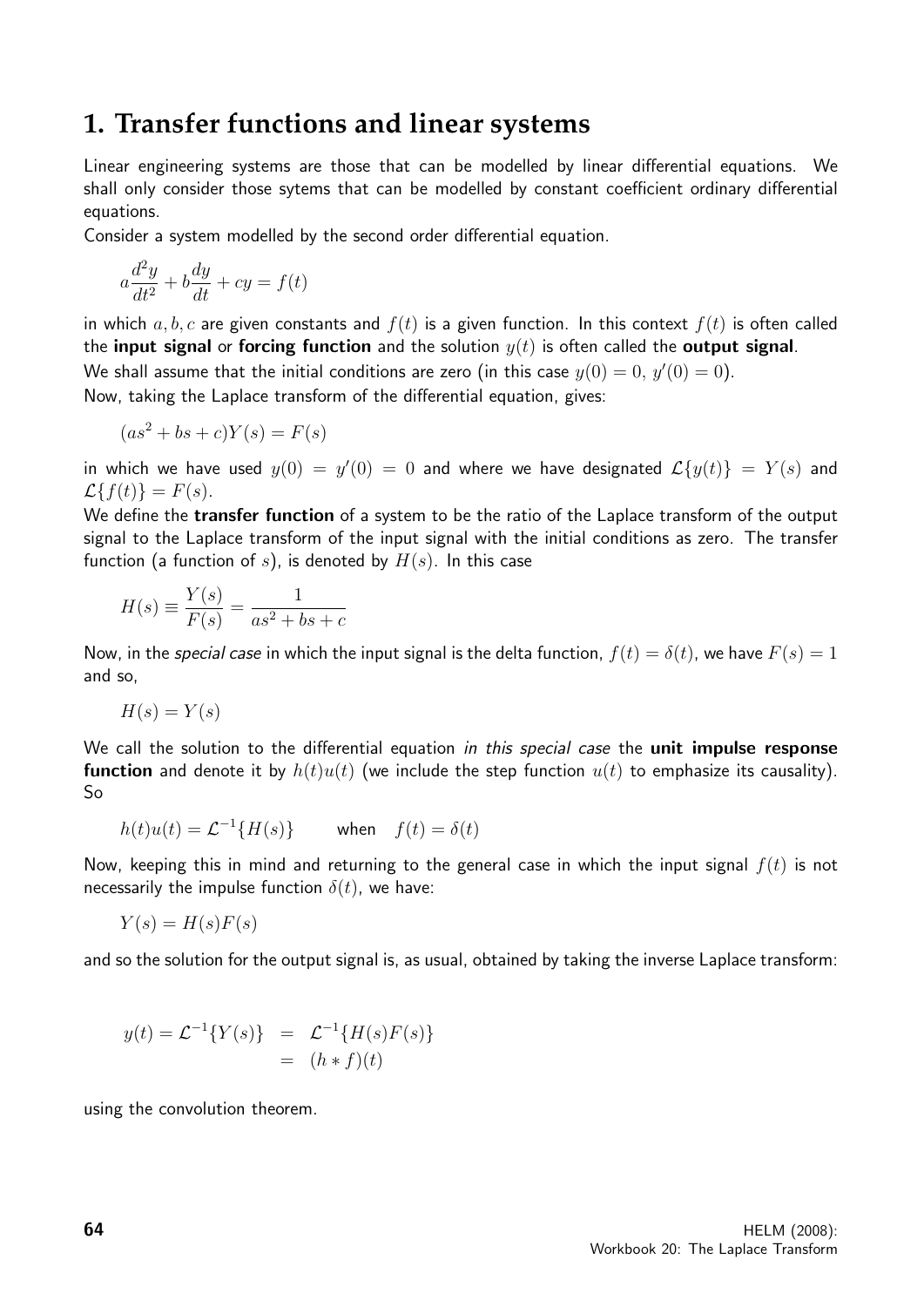## 1. Transfer functions and linear systems

Linear engineering systems are those that can be modelled by linear differential equations. We shall only consider those sytems that can be modelled by constant coefficient ordinary differential equations.

Consider a system modelled by the second order differential equation.

$$a\frac{d^2y}{dt^2} + b\frac{dy}{dt} + cy = f(t)$$

in which $a, b, c$ are given constants and $f(t)$ is a given function. In this context $f(t)$ is often called the **input signal** or **forcing function** and the solution $y(t)$ is often called the **output signal**.

We shall assume that the initial conditions are zero (in this case $y(0) = 0,\ y'(0) = 0$).

Now, taking the Laplace transform of the differential equation, gives:

$$(as^2 + bs + c)Y(s) = F(s)$$

in which we have used $y(0) = y'(0) = 0$ and where we have designated $\mathcal{L}\{y(t)\} = Y(s)$ and $\mathcal{L}\{f(t)\} = F(s)$.

We define the **transfer function** of a system to be the ratio of the Laplace transform of the output signal to the Laplace transform of the input signal with the initial conditions as zero. The transfer function (a function of $s$), is denoted by $H(s)$. In this case

$$H(s) \equiv \frac{Y(s)}{F(s)} = \frac{1}{as^2 + bs + c}$$

Now, in the *special case* in which the input signal is the delta function, $f(t) = \delta(t)$, we have $F(s) = 1$ and so,

$$H(s) = Y(s)$$

We call the solution to the differential equation *in this special case* the **unit impulse response function** and denote it by $h(t)u(t)$ (we include the step function $u(t)$ to emphasize its causality). So

$$h(t)u(t) = \mathcal{L}^{-1}\{H(s)\} \qquad \text{when} \quad f(t) = \delta(t)$$

Now, keeping this in mind and returning to the general case in which the input signal $f(t)$ is not necessarily the impulse function $\delta(t)$, we have:

$$Y(s) = H(s)F(s)$$

and so the solution for the output signal is, as usual, obtained by taking the inverse Laplace transform:

$$\begin{aligned} y(t) = \mathcal{L}^{-1}\{Y(s)\} &= \mathcal{L}^{-1}\{H(s)F(s)\} \\ &= (h * f)(t) \end{aligned}$$

using the convolution theorem.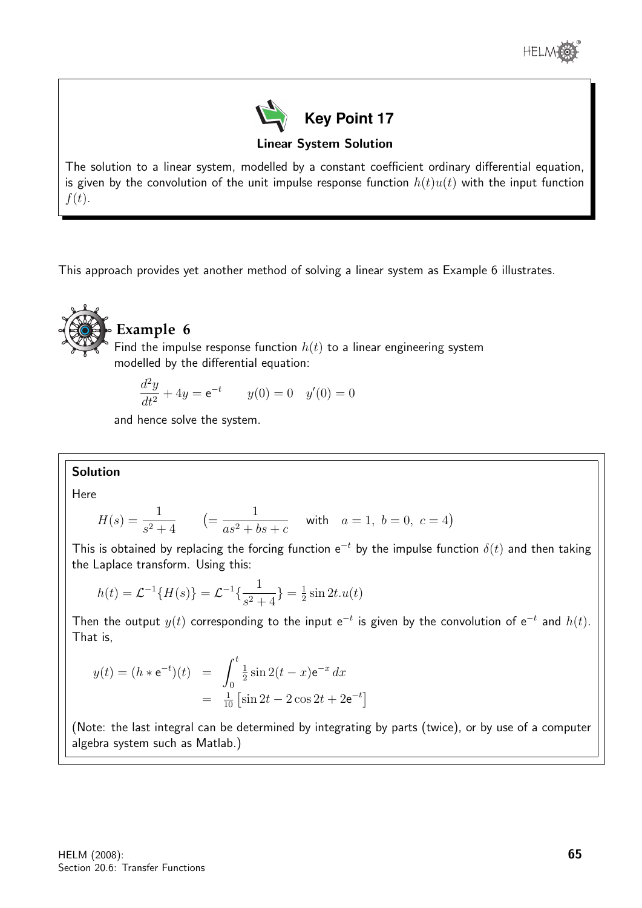**Key Point 17**

**Linear System Solution**

The solution to a linear system, modelled by a constant coefficient ordinary differential equation, is given by the convolution of the unit impulse response function $h(t)u(t)$ with the input function $f(t)$.

This approach provides yet another method of solving a linear system as Example 6 illustrates.

## Example 6

Find the impulse response function $h(t)$ to a linear engineering system modelled by the differential equation:

$$\frac{d^2y}{dt^2} + 4y = e^{-t} \qquad y(0) = 0 \quad y'(0) = 0$$

and hence solve the system.

**Solution**

Here

$$H(s) = \frac{1}{s^2+4} \qquad \left(= \frac{1}{as^2+bs+c} \quad \text{with} \quad a = 1,\ b = 0,\ c = 4\right)$$

This is obtained by replacing the forcing function $e^{-t}$ by the impulse function $\delta(t)$ and then taking the Laplace transform. Using this:

$$h(t) = \mathcal{L}^{-1}\{H(s)\} = \mathcal{L}^{-1}\{\frac{1}{s^2+4}\} = \tfrac{1}{2}\sin 2t.u(t)$$

Then the output $y(t)$ corresponding to the input $e^{-t}$ is given by the convolution of $e^{-t}$ and $h(t)$. That is,

$$\begin{aligned} y(t) = (h * e^{-t})(t) &= \int_0^t \tfrac{1}{2}\sin 2(t-x)e^{-x}\,dx \\ &= \tfrac{1}{10}\left[\sin 2t - 2\cos 2t + 2e^{-t}\right] \end{aligned}$$

(Note: the last integral can be determined by integrating by parts (twice), or by use of a computer algebra system such as Matlab.)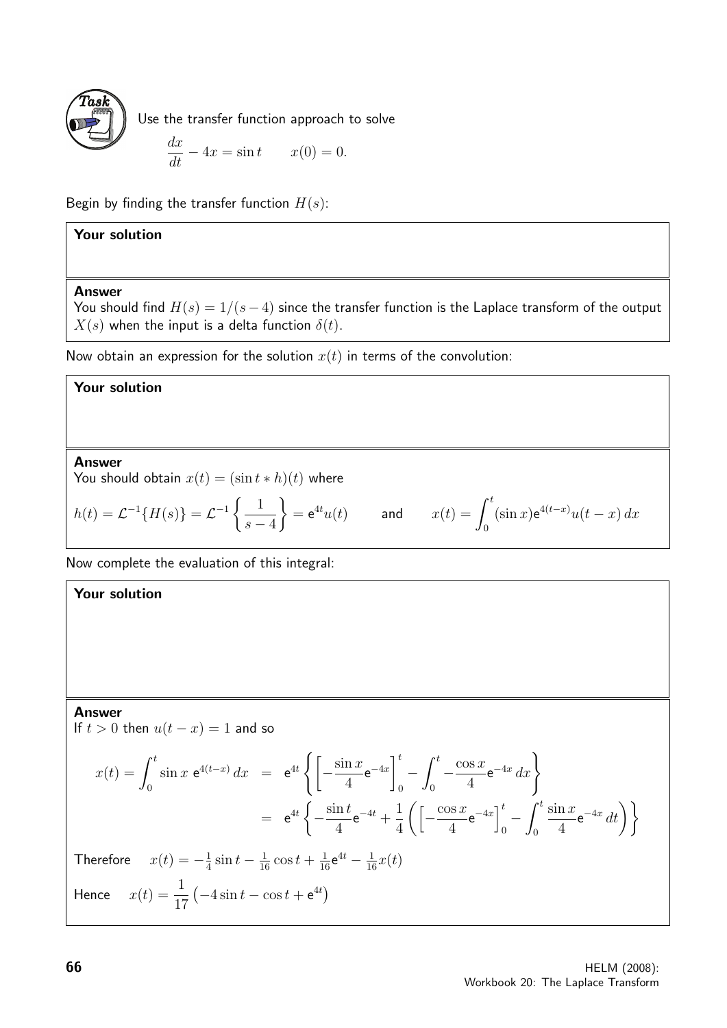**Task**

Use the transfer function approach to solve

$$\frac{dx}{dt} - 4x = \sin t \qquad x(0) = 0.$$

Begin by finding the transfer function $H(s)$:

**Your solution**

**Answer**

You should find $H(s) = 1/(s-4)$ since the transfer function is the Laplace transform of the output $X(s)$ when the input is a delta function $\delta(t)$.

Now obtain an expression for the solution $x(t)$ in terms of the convolution:

**Your solution**

**Answer**

You should obtain $x(t) = (\sin t * h)(t)$ where

$$h(t) = \mathcal{L}^{-1}\{H(s)\} = \mathcal{L}^{-1}\left\{\frac{1}{s-4}\right\} = \mathrm{e}^{4t}u(t) \qquad \text{and} \qquad x(t) = \int_0^t (\sin x)\mathrm{e}^{4(t-x)}u(t-x)\,dx$$

Now complete the evaluation of this integral:

**Your solution**

**Answer**

If $t > 0$ then $u(t-x) = 1$ and so

$$\begin{aligned} x(t) = \int_0^t \sin x\ \mathrm{e}^{4(t-x)}\,dx &= \mathrm{e}^{4t}\left\{\left[-\frac{\sin x}{4}\mathrm{e}^{-4x}\right]_0^t - \int_0^t -\frac{\cos x}{4}\mathrm{e}^{-4x}\,dx\right\} \\ &= \mathrm{e}^{4t}\left\{-\frac{\sin t}{4}\mathrm{e}^{-4t} + \frac{1}{4}\left(\left[-\frac{\cos x}{4}\mathrm{e}^{-4x}\right]_0^t - \int_0^t \frac{\sin x}{4}\mathrm{e}^{-4x}\,dt\right)\right\} \end{aligned}$$

Therefore $\quad x(t) = -\frac{1}{4}\sin t - \frac{1}{16}\cos t + \frac{1}{16}\mathrm{e}^{4t} - \frac{1}{16}x(t)$

Hence $\quad x(t) = \dfrac{1}{17}\left(-4\sin t - \cos t + \mathrm{e}^{4t}\right)$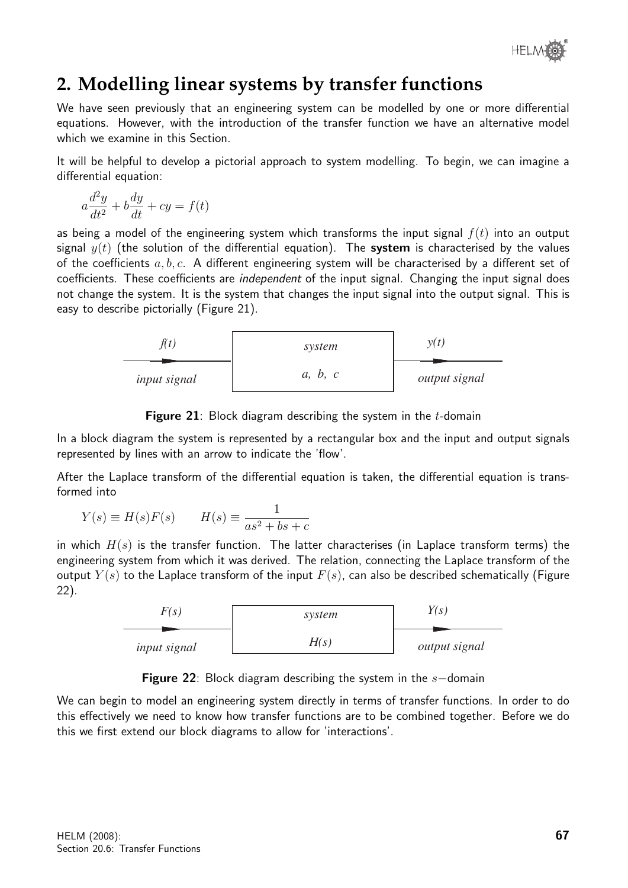## 2. Modelling linear systems by transfer functions

We have seen previously that an engineering system can be modelled by one or more differential equations. However, with the introduction of the transfer function we have an alternative model which we examine in this Section.

It will be helpful to develop a pictorial approach to system modelling. To begin, we can imagine a differential equation:

$$a\frac{d^2y}{dt^2} + b\frac{dy}{dt} + cy = f(t)$$

as being a model of the engineering system which transforms the input signal $f(t)$ into an output signal $y(t)$ (the solution of the differential equation). The **system** is characterised by the values of the coefficients $a, b, c$. A different engineering system will be characterised by a different set of coefficients. These coefficients are *independent* of the input signal. Changing the input signal does not change the system. It is the system that changes the input signal into the output signal. This is easy to describe pictorially (Figure 21).

*f(t)* → [ *system* / *a, b, c* ] → *y(t)*

*input signal* — *output signal*

**Figure 21**: Block diagram describing the system in the $t$-domain

In a block diagram the system is represented by a rectangular box and the input and output signals represented by lines with an arrow to indicate the 'flow'.

After the Laplace transform of the differential equation is taken, the differential equation is transformed into

$$Y(s) \equiv H(s)F(s) \qquad H(s) \equiv \frac{1}{as^2 + bs + c}$$

in which $H(s)$ is the transfer function. The latter characterises (in Laplace transform terms) the engineering system from which it was derived. The relation, connecting the Laplace transform of the output $Y(s)$ to the Laplace transform of the input $F(s)$, can also be described schematically (Figure 22).

*F(s)* → [ *system* / *H(s)* ] → *Y(s)*

*input signal* — *output signal*

**Figure 22**: Block diagram describing the system in the $s-$domain

We can begin to model an engineering system directly in terms of transfer functions. In order to do this effectively we need to know how transfer functions are to be combined together. Before we do this we first extend our block diagrams to allow for 'interactions'.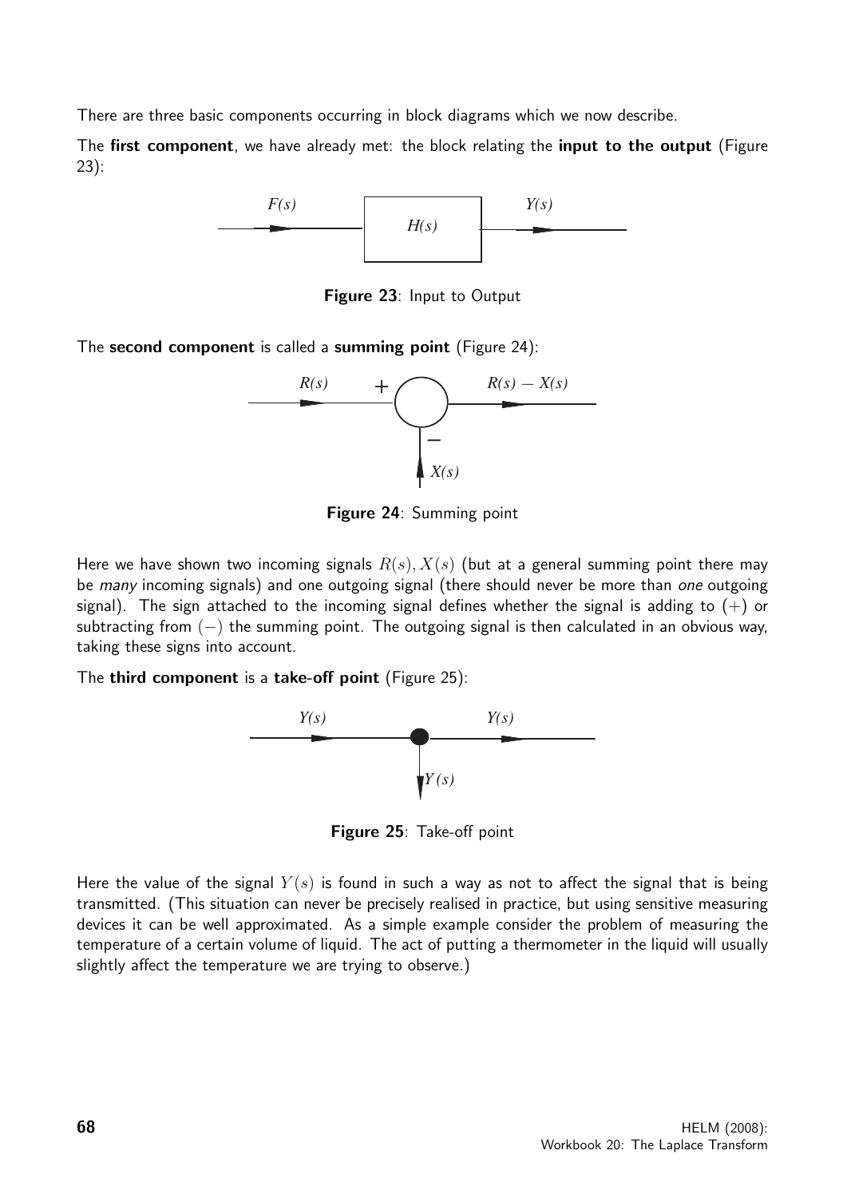There are three basic components occurring in block diagrams which we now describe.

The **first component**, we have already met: the block relating the **input to the output** (Figure 23):

**Figure 23**: Input to Output

The **second component** is called a **summing point** (Figure 24):

**Figure 24**: Summing point

Here we have shown two incoming signals $R(s), X(s)$ (but at a general summing point there may be *many* incoming signals) and one outgoing signal (there should never be more than *one* outgoing signal). The sign attached to the incoming signal defines whether the signal is adding to $(+)$ or subtracting from $(-)$ the summing point. The outgoing signal is then calculated in an obvious way, taking these signs into account.

The **third component** is a **take-off point** (Figure 25):

**Figure 25**: Take-off point

Here the value of the signal $Y(s)$ is found in such a way as not to affect the signal that is being transmitted. (This situation can never be precisely realised in practice, but using sensitive measuring devices it can be well approximated. As a simple example consider the problem of measuring the temperature of a certain volume of liquid. The act of putting a thermometer in the liquid will usually slightly affect the temperature we are trying to observe.)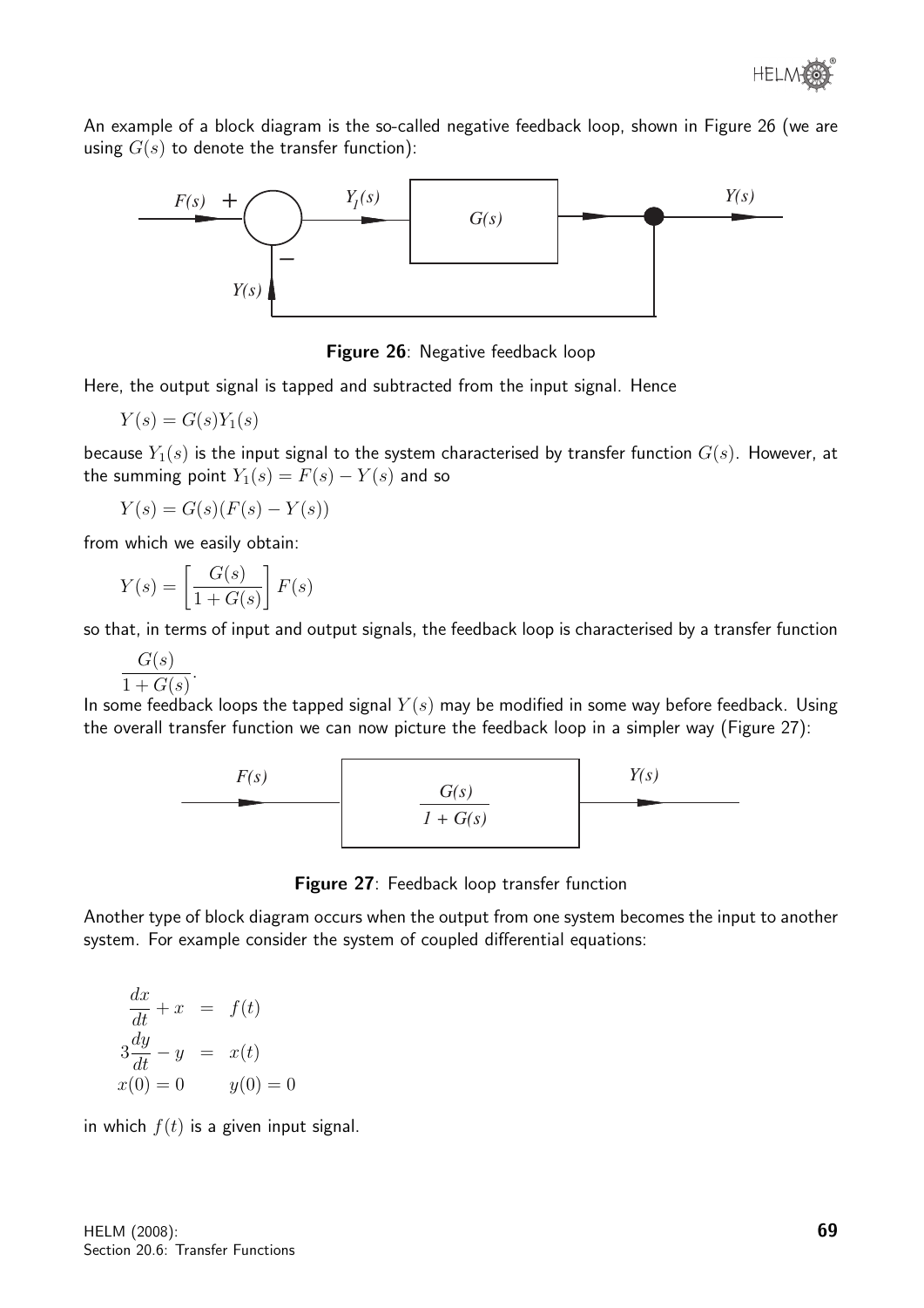An example of a block diagram is the so-called negative feedback loop, shown in Figure 26 (we are using $G(s)$ to denote the transfer function):

**Figure 26**: Negative feedback loop

Here, the output signal is tapped and subtracted from the input signal. Hence

$$Y(s) = G(s)Y_1(s)$$

because $Y_1(s)$ is the input signal to the system characterised by transfer function $G(s)$. However, at the summing point $Y_1(s) = F(s) - Y(s)$ and so

$$Y(s) = G(s)(F(s) - Y(s))$$

from which we easily obtain:

$$Y(s) = \left[\frac{G(s)}{1 + G(s)}\right] F(s)$$

so that, in terms of input and output signals, the feedback loop is characterised by a transfer function

$$\frac{G(s)}{1 + G(s)}.$$

In some feedback loops the tapped signal $Y(s)$ may be modified in some way before feedback. Using the overall transfer function we can now picture the feedback loop in a simpler way (Figure 27):

**Figure 27**: Feedback loop transfer function

Another type of block diagram occurs when the output from one system becomes the input to another system. For example consider the system of coupled differential equations:

$$\begin{aligned}
\frac{dx}{dt} + x &= f(t) \\
3\frac{dy}{dt} - y &= x(t) \\
x(0) = 0 \qquad & y(0) = 0
\end{aligned}$$

in which $f(t)$ is a given input signal.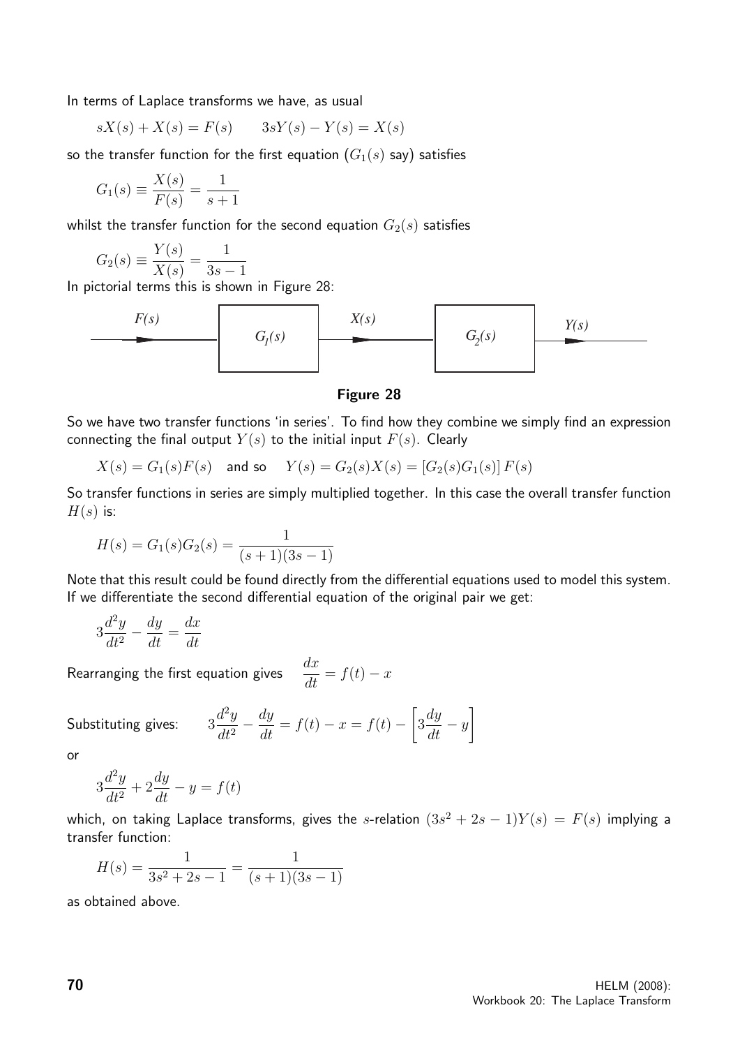In terms of Laplace transforms we have, as usual

$$sX(s) + X(s) = F(s) \qquad 3sY(s) - Y(s) = X(s)$$

so the transfer function for the first equation ($G_1(s)$ say) satisfies

$$G_1(s) \equiv \frac{X(s)}{F(s)} = \frac{1}{s+1}$$

whilst the transfer function for the second equation $G_2(s)$ satisfies

$$G_2(s) \equiv \frac{Y(s)}{X(s)} = \frac{1}{3s-1}$$

In pictorial terms this is shown in Figure 28:

$F(s)$ → $G_1(s)$ → $X(s)$ → $G_2(s)$ → $Y(s)$

**Figure 28**

So we have two transfer functions 'in series'. To find how they combine we simply find an expression connecting the final output $Y(s)$ to the initial input $F(s)$. Clearly

$$X(s) = G_1(s)F(s) \quad \text{and so} \quad Y(s) = G_2(s)X(s) = [G_2(s)G_1(s)]\,F(s)$$

So transfer functions in series are simply multiplied together. In this case the overall transfer function $H(s)$ is:

$$H(s) = G_1(s)G_2(s) = \frac{1}{(s+1)(3s-1)}$$

Note that this result could be found directly from the differential equations used to model this system. If we differentiate the second differential equation of the original pair we get:

$$3\frac{d^2y}{dt^2} - \frac{dy}{dt} = \frac{dx}{dt}$$

Rearranging the first equation gives $\quad \dfrac{dx}{dt} = f(t) - x$

Substituting gives: $\qquad 3\dfrac{d^2y}{dt^2} - \dfrac{dy}{dt} = f(t) - x = f(t) - \left[3\dfrac{dy}{dt} - y\right]$

or

$$3\frac{d^2y}{dt^2} + 2\frac{dy}{dt} - y = f(t)$$

which, on taking Laplace transforms, gives the $s$-relation $(3s^2 + 2s - 1)Y(s) = F(s)$ implying a transfer function:

$$H(s) = \frac{1}{3s^2 + 2s - 1} = \frac{1}{(s+1)(3s-1)}$$

as obtained above.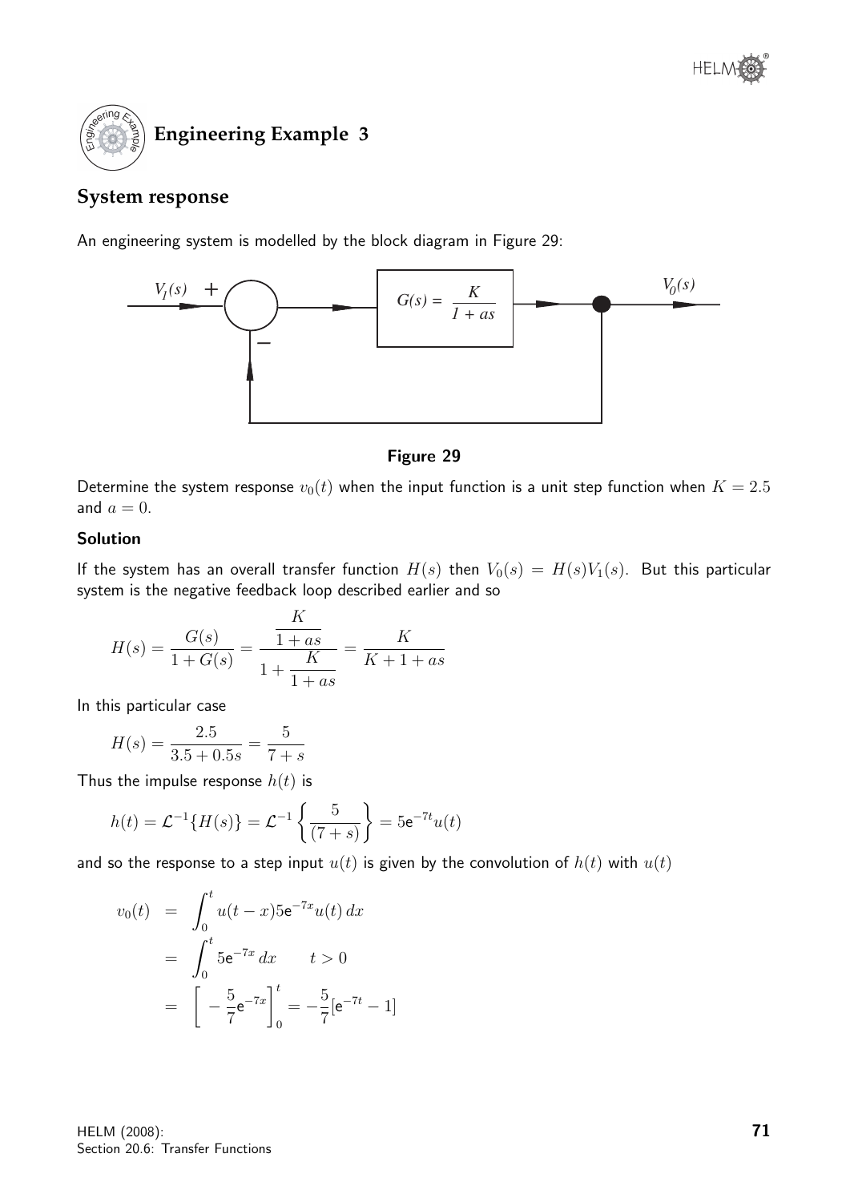## Engineering Example 3

### System response

An engineering system is modelled by the block diagram in Figure 29:

Figure 29

Determine the system response $v_0(t)$ when the input function is a unit step function when $K = 2.5$ and $a = 0$.

#### Solution

If the system has an overall transfer function $H(s)$ then $V_0(s) = H(s)V_1(s)$. But this particular system is the negative feedback loop described earlier and so

$$H(s) = \frac{G(s)}{1 + G(s)} = \frac{\dfrac{K}{1+as}}{1 + \dfrac{K}{1+as}} = \frac{K}{K+1+as}$$

In this particular case

$$H(s) = \frac{2.5}{3.5 + 0.5s} = \frac{5}{7+s}$$

Thus the impulse response $h(t)$ is

$$h(t) = \mathcal{L}^{-1}\{H(s)\} = \mathcal{L}^{-1}\left\{\frac{5}{(7+s)}\right\} = 5\mathrm{e}^{-7t}u(t)$$

and so the response to a step input $u(t)$ is given by the convolution of $h(t)$ with $u(t)$

$$\begin{aligned}
v_0(t) &= \int_0^t u(t-x)5\mathrm{e}^{-7x}u(t)\,dx \\
&= \int_0^t 5\mathrm{e}^{-7x}\,dx \qquad t > 0 \\
&= \left[-\frac{5}{7}\mathrm{e}^{-7x}\right]_0^t = -\frac{5}{7}[\mathrm{e}^{-7t} - 1]
\end{aligned}$$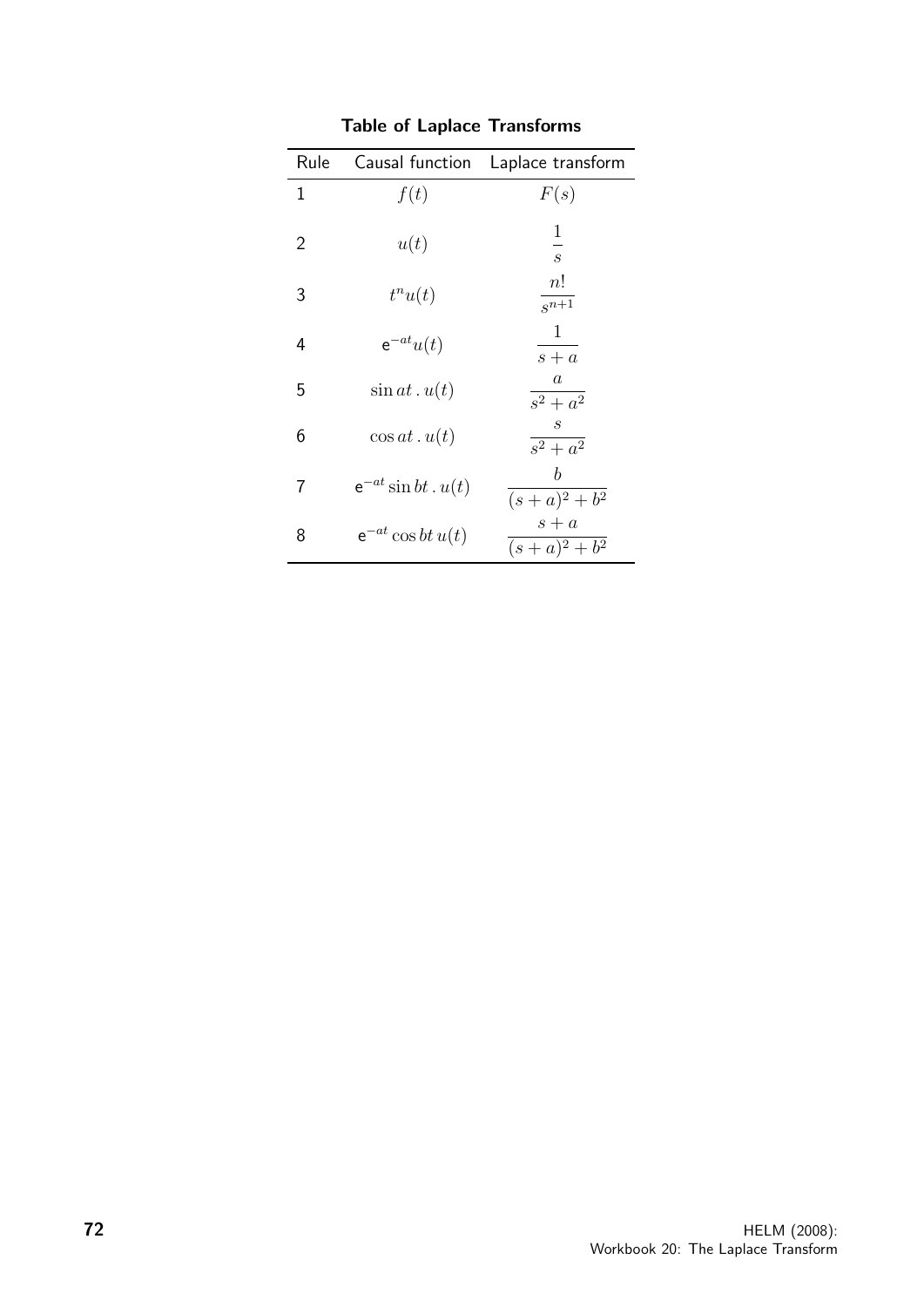**Table of Laplace Transforms**

| Rule | Causal function | Laplace transform |
|---|---|---|
| 1 | $f(t)$ | $F(s)$ |
| 2 | $u(t)$ | $\dfrac{1}{s}$ |
| 3 | $t^n u(t)$ | $\dfrac{n!}{s^{n+1}}$ |
| 4 | $\mathrm{e}^{-at}u(t)$ | $\dfrac{1}{s+a}$ |
| 5 | $\sin at\,.\,u(t)$ | $\dfrac{a}{s^2+a^2}$ |
| 6 | $\cos at\,.\,u(t)$ | $\dfrac{s}{s^2+a^2}$ |
| 7 | $\mathrm{e}^{-at}\sin bt\,.\,u(t)$ | $\dfrac{b}{(s+a)^2+b^2}$ |
| 8 | $\mathrm{e}^{-at}\cos bt\,u(t)$ | $\dfrac{s+a}{(s+a)^2+b^2}$ |